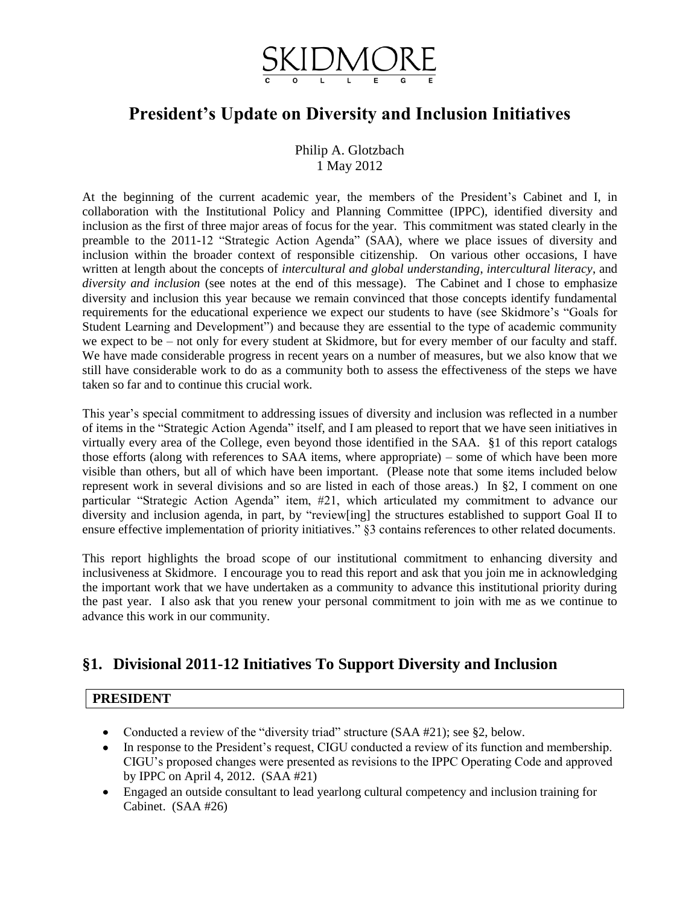# SKIDMORE COLLEGE

# President's Update on Diversity and Inclusion Initiatives

Philip A. Glotzbach
1 May 2012

At the beginning of the current academic year, the members of the President's Cabinet and I, in collaboration with the Institutional Policy and Planning Committee (IPPC), identified diversity and inclusion as the first of three major areas of focus for the year. This commitment was stated clearly in the preamble to the 2011-12 "Strategic Action Agenda" (SAA), where we place issues of diversity and inclusion within the broader context of responsible citizenship. On various other occasions, I have written at length about the concepts of *intercultural and global understanding*, *intercultural literacy*, and *diversity and inclusion* (see notes at the end of this message). The Cabinet and I chose to emphasize diversity and inclusion this year because we remain convinced that those concepts identify fundamental requirements for the educational experience we expect our students to have (see Skidmore's "Goals for Student Learning and Development") and because they are essential to the type of academic community we expect to be – not only for every student at Skidmore, but for every member of our faculty and staff. We have made considerable progress in recent years on a number of measures, but we also know that we still have considerable work to do as a community both to assess the effectiveness of the steps we have taken so far and to continue this crucial work.

This year's special commitment to addressing issues of diversity and inclusion was reflected in a number of items in the "Strategic Action Agenda" itself, and I am pleased to report that we have seen initiatives in virtually every area of the College, even beyond those identified in the SAA. §1 of this report catalogs those efforts (along with references to SAA items, where appropriate) – some of which have been more visible than others, but all of which have been important. (Please note that some items included below represent work in several divisions and so are listed in each of those areas.) In §2, I comment on one particular "Strategic Action Agenda" item, #21, which articulated my commitment to advance our diversity and inclusion agenda, in part, by "review[ing] the structures established to support Goal II to ensure effective implementation of priority initiatives." §3 contains references to other related documents.

This report highlights the broad scope of our institutional commitment to enhancing diversity and inclusiveness at Skidmore. I encourage you to read this report and ask that you join me in acknowledging the important work that we have undertaken as a community to advance this institutional priority during the past year. I also ask that you renew your personal commitment to join with me as we continue to advance this work in our community.

## §1. Divisional 2011-12 Initiatives To Support Diversity and Inclusion

### PRESIDENT

- Conducted a review of the "diversity triad" structure (SAA #21); see §2, below.
- In response to the President's request, CIGU conducted a review of its function and membership. CIGU's proposed changes were presented as revisions to the IPPC Operating Code and approved by IPPC on April 4, 2012. (SAA #21)
- Engaged an outside consultant to lead yearlong cultural competency and inclusion training for Cabinet. (SAA #26)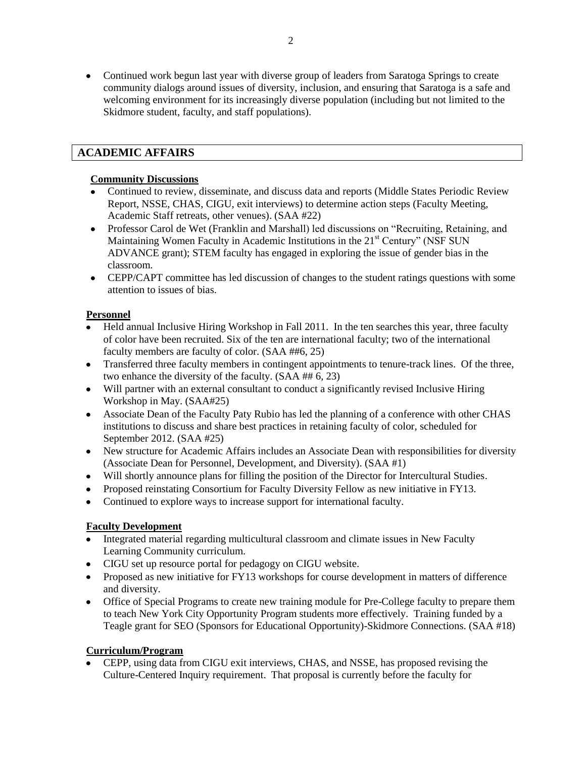- Continued work begun last year with diverse group of leaders from Saratoga Springs to create community dialogs around issues of diversity, inclusion, and ensuring that Saratoga is a safe and welcoming environment for its increasingly diverse population (including but not limited to the Skidmore student, faculty, and staff populations).

## ACADEMIC AFFAIRS

### Community Discussions

- Continued to review, disseminate, and discuss data and reports (Middle States Periodic Review Report, NSSE, CHAS, CIGU, exit interviews) to determine action steps (Faculty Meeting, Academic Staff retreats, other venues). (SAA #22)
- Professor Carol de Wet (Franklin and Marshall) led discussions on "Recruiting, Retaining, and Maintaining Women Faculty in Academic Institutions in the 21st Century" (NSF SUN ADVANCE grant); STEM faculty has engaged in exploring the issue of gender bias in the classroom.
- CEPP/CAPT committee has led discussion of changes to the student ratings questions with some attention to issues of bias.

### Personnel

- Held annual Inclusive Hiring Workshop in Fall 2011. In the ten searches this year, three faculty of color have been recruited. Six of the ten are international faculty; two of the international faculty members are faculty of color. (SAA ##6, 25)
- Transferred three faculty members in contingent appointments to tenure-track lines. Of the three, two enhance the diversity of the faculty. (SAA ## 6, 23)
- Will partner with an external consultant to conduct a significantly revised Inclusive Hiring Workshop in May. (SAA#25)
- Associate Dean of the Faculty Paty Rubio has led the planning of a conference with other CHAS institutions to discuss and share best practices in retaining faculty of color, scheduled for September 2012. (SAA #25)
- New structure for Academic Affairs includes an Associate Dean with responsibilities for diversity (Associate Dean for Personnel, Development, and Diversity). (SAA #1)
- Will shortly announce plans for filling the position of the Director for Intercultural Studies.
- Proposed reinstating Consortium for Faculty Diversity Fellow as new initiative in FY13.
- Continued to explore ways to increase support for international faculty.

### Faculty Development

- Integrated material regarding multicultural classroom and climate issues in New Faculty Learning Community curriculum.
- CIGU set up resource portal for pedagogy on CIGU website.
- Proposed as new initiative for FY13 workshops for course development in matters of difference and diversity.
- Office of Special Programs to create new training module for Pre-College faculty to prepare them to teach New York City Opportunity Program students more effectively. Training funded by a Teagle grant for SEO (Sponsors for Educational Opportunity)-Skidmore Connections. (SAA #18)

### Curriculum/Program

- CEPP, using data from CIGU exit interviews, CHAS, and NSSE, has proposed revising the Culture-Centered Inquiry requirement. That proposal is currently before the faculty for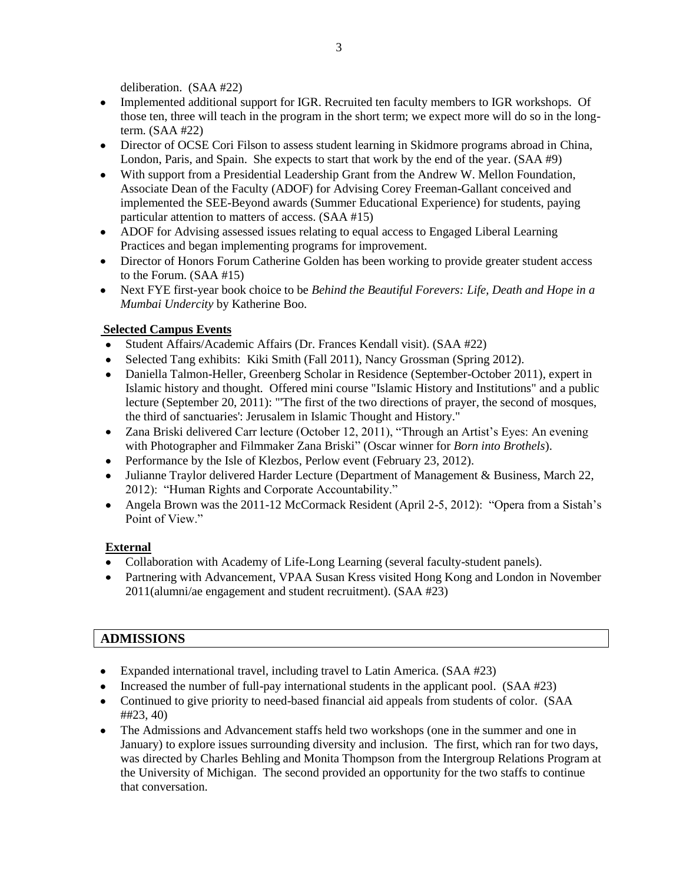deliberation. (SAA #22)

- Implemented additional support for IGR. Recruited ten faculty members to IGR workshops. Of those ten, three will teach in the program in the short term; we expect more will do so in the long-term. (SAA #22)
- Director of OCSE Cori Filson to assess student learning in Skidmore programs abroad in China, London, Paris, and Spain. She expects to start that work by the end of the year. (SAA #9)
- With support from a Presidential Leadership Grant from the Andrew W. Mellon Foundation, Associate Dean of the Faculty (ADOF) for Advising Corey Freeman-Gallant conceived and implemented the SEE-Beyond awards (Summer Educational Experience) for students, paying particular attention to matters of access. (SAA #15)
- ADOF for Advising assessed issues relating to equal access to Engaged Liberal Learning Practices and began implementing programs for improvement.
- Director of Honors Forum Catherine Golden has been working to provide greater student access to the Forum. (SAA #15)
- Next FYE first-year book choice to be *Behind the Beautiful Forevers: Life, Death and Hope in a Mumbai Undercity* by Katherine Boo.

**Selected Campus Events**

- Student Affairs/Academic Affairs (Dr. Frances Kendall visit). (SAA #22)
- Selected Tang exhibits: Kiki Smith (Fall 2011), Nancy Grossman (Spring 2012).
- Daniella Talmon-Heller, Greenberg Scholar in Residence (September-October 2011), expert in Islamic history and thought. Offered mini course "Islamic History and Institutions" and a public lecture (September 20, 2011): "'The first of the two directions of prayer, the second of mosques, the third of sanctuaries': Jerusalem in Islamic Thought and History."
- Zana Briski delivered Carr lecture (October 12, 2011), "Through an Artist's Eyes: An evening with Photographer and Filmmaker Zana Briski" (Oscar winner for *Born into Brothels*).
- Performance by the Isle of Klezbos, Perlow event (February 23, 2012).
- Julianne Traylor delivered Harder Lecture (Department of Management & Business, March 22, 2012): "Human Rights and Corporate Accountability."
- Angela Brown was the 2011-12 McCormack Resident (April 2-5, 2012): "Opera from a Sistah's Point of View."

**External**

- Collaboration with Academy of Life-Long Learning (several faculty-student panels).
- Partnering with Advancement, VPAA Susan Kress visited Hong Kong and London in November 2011(alumni/ae engagement and student recruitment). (SAA #23)

## ADMISSIONS

- Expanded international travel, including travel to Latin America. (SAA #23)
- Increased the number of full-pay international students in the applicant pool. (SAA #23)
- Continued to give priority to need-based financial aid appeals from students of color. (SAA ##23, 40)
- The Admissions and Advancement staffs held two workshops (one in the summer and one in January) to explore issues surrounding diversity and inclusion. The first, which ran for two days, was directed by Charles Behling and Monita Thompson from the Intergroup Relations Program at the University of Michigan. The second provided an opportunity for the two staffs to continue that conversation.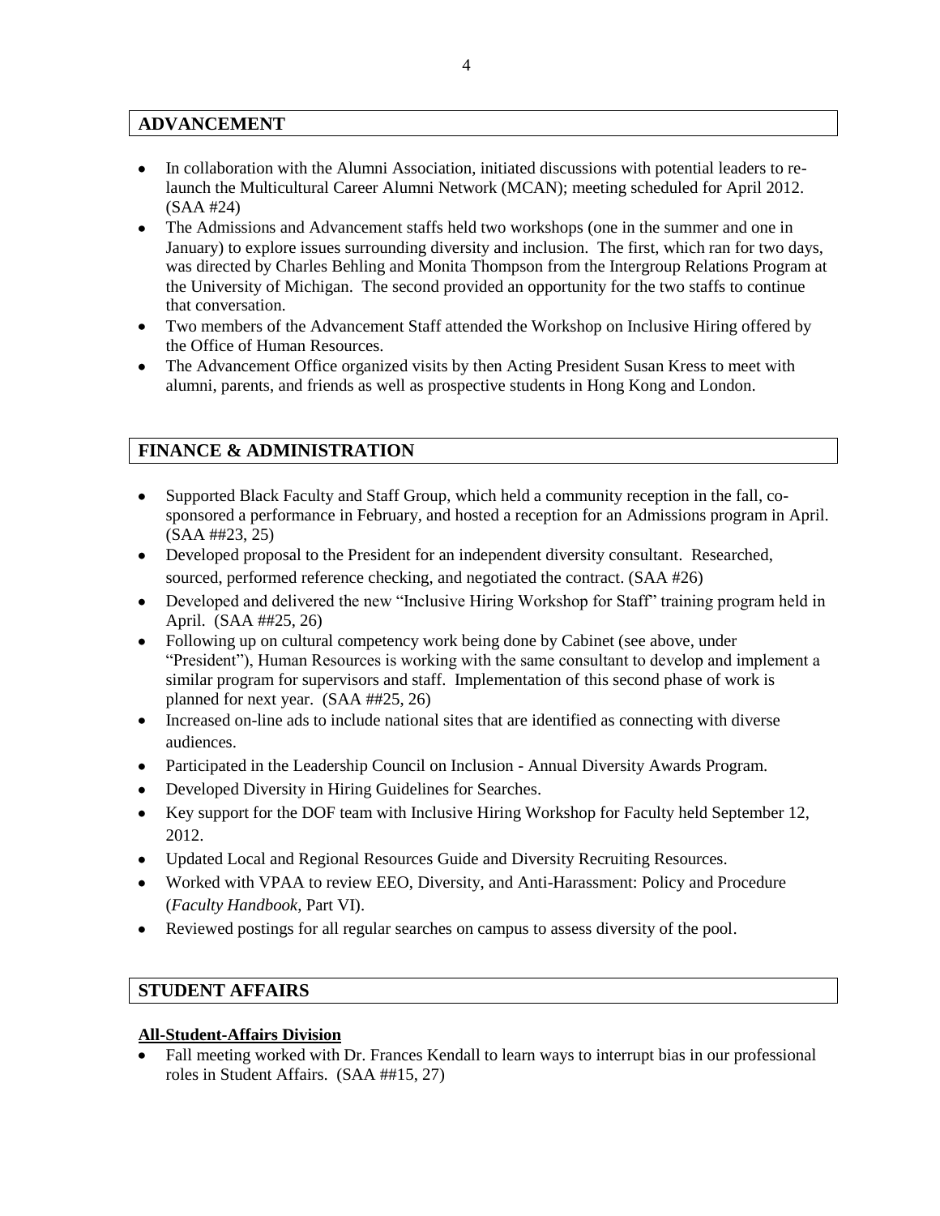## ADVANCEMENT

- In collaboration with the Alumni Association, initiated discussions with potential leaders to re-launch the Multicultural Career Alumni Network (MCAN); meeting scheduled for April 2012. (SAA #24)
- The Admissions and Advancement staffs held two workshops (one in the summer and one in January) to explore issues surrounding diversity and inclusion. The first, which ran for two days, was directed by Charles Behling and Monita Thompson from the Intergroup Relations Program at the University of Michigan. The second provided an opportunity for the two staffs to continue that conversation.
- Two members of the Advancement Staff attended the Workshop on Inclusive Hiring offered by the Office of Human Resources.
- The Advancement Office organized visits by then Acting President Susan Kress to meet with alumni, parents, and friends as well as prospective students in Hong Kong and London.

## FINANCE & ADMINISTRATION

- Supported Black Faculty and Staff Group, which held a community reception in the fall, co-sponsored a performance in February, and hosted a reception for an Admissions program in April. (SAA ##23, 25)
- Developed proposal to the President for an independent diversity consultant. Researched, sourced, performed reference checking, and negotiated the contract. (SAA #26)
- Developed and delivered the new "Inclusive Hiring Workshop for Staff" training program held in April. (SAA ##25, 26)
- Following up on cultural competency work being done by Cabinet (see above, under "President"), Human Resources is working with the same consultant to develop and implement a similar program for supervisors and staff. Implementation of this second phase of work is planned for next year. (SAA ##25, 26)
- Increased on-line ads to include national sites that are identified as connecting with diverse audiences.
- Participated in the Leadership Council on Inclusion - Annual Diversity Awards Program.
- Developed Diversity in Hiring Guidelines for Searches.
- Key support for the DOF team with Inclusive Hiring Workshop for Faculty held September 12, 2012.
- Updated Local and Regional Resources Guide and Diversity Recruiting Resources.
- Worked with VPAA to review EEO, Diversity, and Anti-Harassment: Policy and Procedure (*Faculty Handbook*, Part VI).
- Reviewed postings for all regular searches on campus to assess diversity of the pool.

## STUDENT AFFAIRS

**All-Student-Affairs Division**

- Fall meeting worked with Dr. Frances Kendall to learn ways to interrupt bias in our professional roles in Student Affairs. (SAA ##15, 27)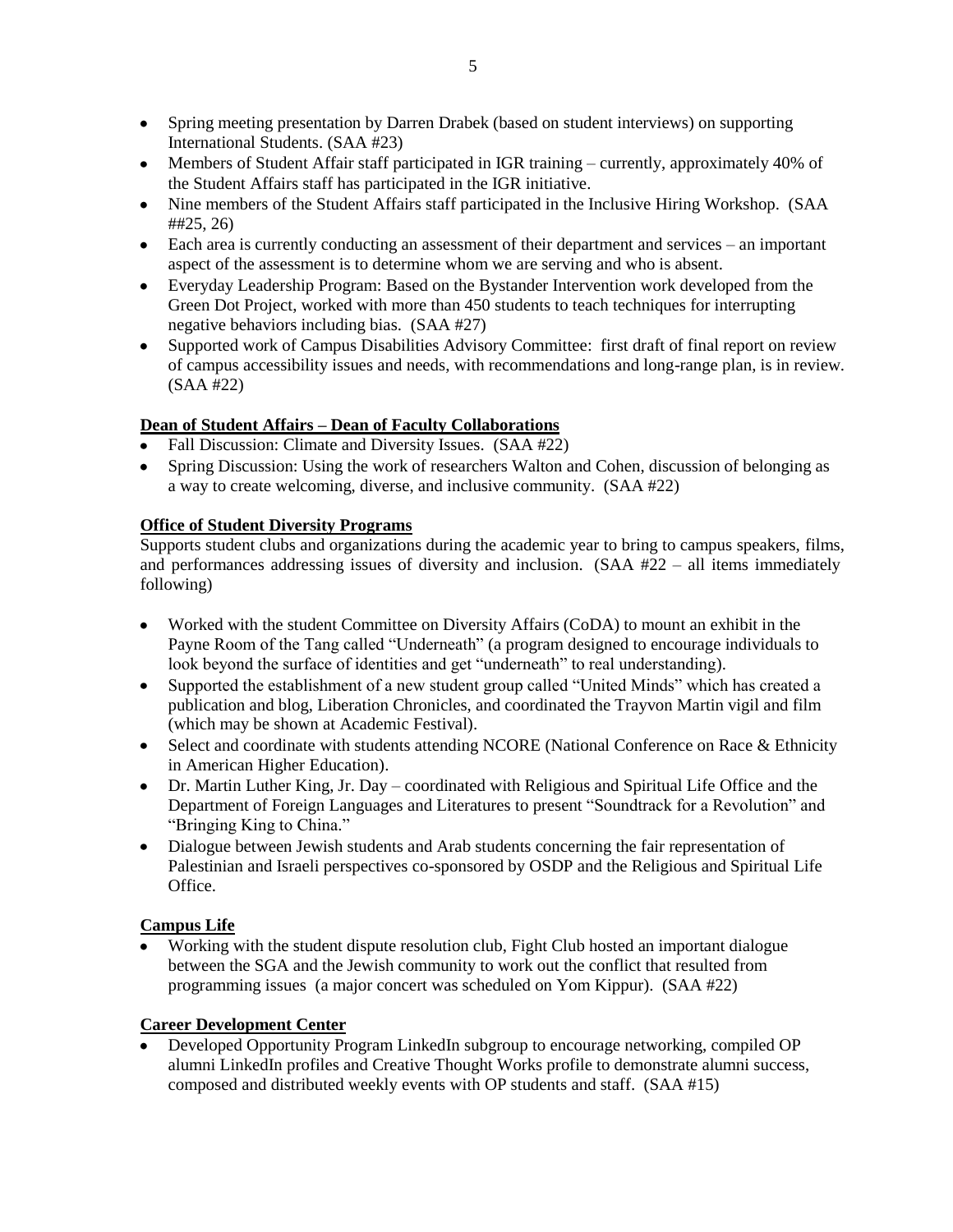- Spring meeting presentation by Darren Drabek (based on student interviews) on supporting International Students. (SAA #23)
- Members of Student Affair staff participated in IGR training – currently, approximately 40% of the Student Affairs staff has participated in the IGR initiative.
- Nine members of the Student Affairs staff participated in the Inclusive Hiring Workshop. (SAA ##25, 26)
- Each area is currently conducting an assessment of their department and services – an important aspect of the assessment is to determine whom we are serving and who is absent.
- Everyday Leadership Program: Based on the Bystander Intervention work developed from the Green Dot Project, worked with more than 450 students to teach techniques for interrupting negative behaviors including bias. (SAA #27)
- Supported work of Campus Disabilities Advisory Committee: first draft of final report on review of campus accessibility issues and needs, with recommendations and long-range plan, is in review. (SAA #22)

**Dean of Student Affairs – Dean of Faculty Collaborations**

- Fall Discussion: Climate and Diversity Issues. (SAA #22)
- Spring Discussion: Using the work of researchers Walton and Cohen, discussion of belonging as a way to create welcoming, diverse, and inclusive community. (SAA #22)

**Office of Student Diversity Programs**

Supports student clubs and organizations during the academic year to bring to campus speakers, films, and performances addressing issues of diversity and inclusion. (SAA #22 – all items immediately following)

- Worked with the student Committee on Diversity Affairs (CoDA) to mount an exhibit in the Payne Room of the Tang called "Underneath" (a program designed to encourage individuals to look beyond the surface of identities and get "underneath" to real understanding).
- Supported the establishment of a new student group called "United Minds" which has created a publication and blog, Liberation Chronicles, and coordinated the Trayvon Martin vigil and film (which may be shown at Academic Festival).
- Select and coordinate with students attending NCORE (National Conference on Race & Ethnicity in American Higher Education).
- Dr. Martin Luther King, Jr. Day – coordinated with Religious and Spiritual Life Office and the Department of Foreign Languages and Literatures to present "Soundtrack for a Revolution" and "Bringing King to China."
- Dialogue between Jewish students and Arab students concerning the fair representation of Palestinian and Israeli perspectives co-sponsored by OSDP and the Religious and Spiritual Life Office.

**Campus Life**

- Working with the student dispute resolution club, Fight Club hosted an important dialogue between the SGA and the Jewish community to work out the conflict that resulted from programming issues (a major concert was scheduled on Yom Kippur). (SAA #22)

**Career Development Center**

- Developed Opportunity Program LinkedIn subgroup to encourage networking, compiled OP alumni LinkedIn profiles and Creative Thought Works profile to demonstrate alumni success, composed and distributed weekly events with OP students and staff. (SAA #15)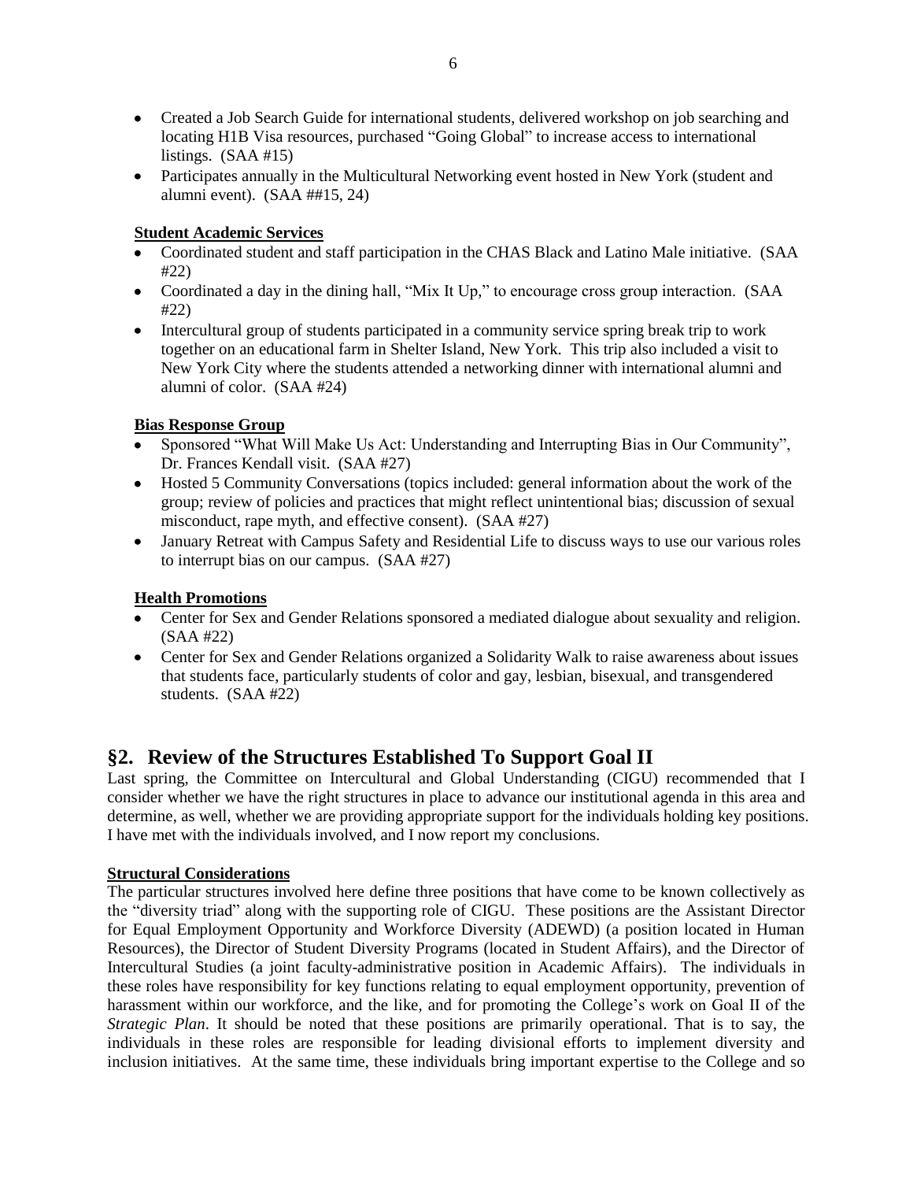- Created a Job Search Guide for international students, delivered workshop on job searching and locating H1B Visa resources, purchased "Going Global" to increase access to international listings. (SAA #15)
- Participates annually in the Multicultural Networking event hosted in New York (student and alumni event). (SAA ##15, 24)

**Student Academic Services**

- Coordinated student and staff participation in the CHAS Black and Latino Male initiative. (SAA #22)
- Coordinated a day in the dining hall, "Mix It Up," to encourage cross group interaction. (SAA #22)
- Intercultural group of students participated in a community service spring break trip to work together on an educational farm in Shelter Island, New York. This trip also included a visit to New York City where the students attended a networking dinner with international alumni and alumni of color. (SAA #24)

**Bias Response Group**

- Sponsored "What Will Make Us Act: Understanding and Interrupting Bias in Our Community", Dr. Frances Kendall visit. (SAA #27)
- Hosted 5 Community Conversations (topics included: general information about the work of the group; review of policies and practices that might reflect unintentional bias; discussion of sexual misconduct, rape myth, and effective consent). (SAA #27)
- January Retreat with Campus Safety and Residential Life to discuss ways to use our various roles to interrupt bias on our campus. (SAA #27)

**Health Promotions**

- Center for Sex and Gender Relations sponsored a mediated dialogue about sexuality and religion. (SAA #22)
- Center for Sex and Gender Relations organized a Solidarity Walk to raise awareness about issues that students face, particularly students of color and gay, lesbian, bisexual, and transgendered students. (SAA #22)

## §2. Review of the Structures Established To Support Goal II

Last spring, the Committee on Intercultural and Global Understanding (CIGU) recommended that I consider whether we have the right structures in place to advance our institutional agenda in this area and determine, as well, whether we are providing appropriate support for the individuals holding key positions. I have met with the individuals involved, and I now report my conclusions.

**Structural Considerations**

The particular structures involved here define three positions that have come to be known collectively as the "diversity triad" along with the supporting role of CIGU. These positions are the Assistant Director for Equal Employment Opportunity and Workforce Diversity (ADEWD) (a position located in Human Resources), the Director of Student Diversity Programs (located in Student Affairs), and the Director of Intercultural Studies (a joint faculty-administrative position in Academic Affairs). The individuals in these roles have responsibility for key functions relating to equal employment opportunity, prevention of harassment within our workforce, and the like, and for promoting the College's work on Goal II of the *Strategic Plan*. It should be noted that these positions are primarily operational. That is to say, the individuals in these roles are responsible for leading divisional efforts to implement diversity and inclusion initiatives. At the same time, these individuals bring important expertise to the College and so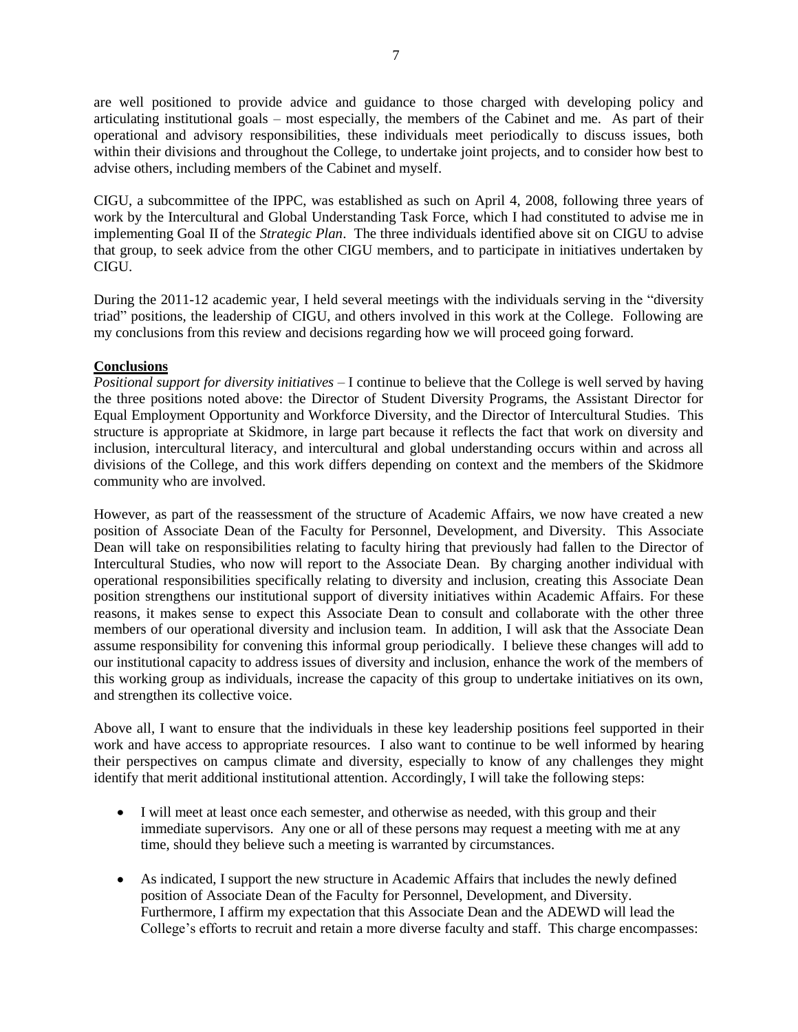are well positioned to provide advice and guidance to those charged with developing policy and articulating institutional goals – most especially, the members of the Cabinet and me. As part of their operational and advisory responsibilities, these individuals meet periodically to discuss issues, both within their divisions and throughout the College, to undertake joint projects, and to consider how best to advise others, including members of the Cabinet and myself.

CIGU, a subcommittee of the IPPC, was established as such on April 4, 2008, following three years of work by the Intercultural and Global Understanding Task Force, which I had constituted to advise me in implementing Goal II of the *Strategic Plan*. The three individuals identified above sit on CIGU to advise that group, to seek advice from the other CIGU members, and to participate in initiatives undertaken by CIGU.

During the 2011-12 academic year, I held several meetings with the individuals serving in the "diversity triad" positions, the leadership of CIGU, and others involved in this work at the College. Following are my conclusions from this review and decisions regarding how we will proceed going forward.

**Conclusions**

*Positional support for diversity initiatives* – I continue to believe that the College is well served by having the three positions noted above: the Director of Student Diversity Programs, the Assistant Director for Equal Employment Opportunity and Workforce Diversity, and the Director of Intercultural Studies. This structure is appropriate at Skidmore, in large part because it reflects the fact that work on diversity and inclusion, intercultural literacy, and intercultural and global understanding occurs within and across all divisions of the College, and this work differs depending on context and the members of the Skidmore community who are involved.

However, as part of the reassessment of the structure of Academic Affairs, we now have created a new position of Associate Dean of the Faculty for Personnel, Development, and Diversity. This Associate Dean will take on responsibilities relating to faculty hiring that previously had fallen to the Director of Intercultural Studies, who now will report to the Associate Dean. By charging another individual with operational responsibilities specifically relating to diversity and inclusion, creating this Associate Dean position strengthens our institutional support of diversity initiatives within Academic Affairs. For these reasons, it makes sense to expect this Associate Dean to consult and collaborate with the other three members of our operational diversity and inclusion team. In addition, I will ask that the Associate Dean assume responsibility for convening this informal group periodically. I believe these changes will add to our institutional capacity to address issues of diversity and inclusion, enhance the work of the members of this working group as individuals, increase the capacity of this group to undertake initiatives on its own, and strengthen its collective voice.

Above all, I want to ensure that the individuals in these key leadership positions feel supported in their work and have access to appropriate resources. I also want to continue to be well informed by hearing their perspectives on campus climate and diversity, especially to know of any challenges they might identify that merit additional institutional attention. Accordingly, I will take the following steps:

- I will meet at least once each semester, and otherwise as needed, with this group and their immediate supervisors. Any one or all of these persons may request a meeting with me at any time, should they believe such a meeting is warranted by circumstances.

- As indicated, I support the new structure in Academic Affairs that includes the newly defined position of Associate Dean of the Faculty for Personnel, Development, and Diversity. Furthermore, I affirm my expectation that this Associate Dean and the ADEWD will lead the College's efforts to recruit and retain a more diverse faculty and staff. This charge encompasses: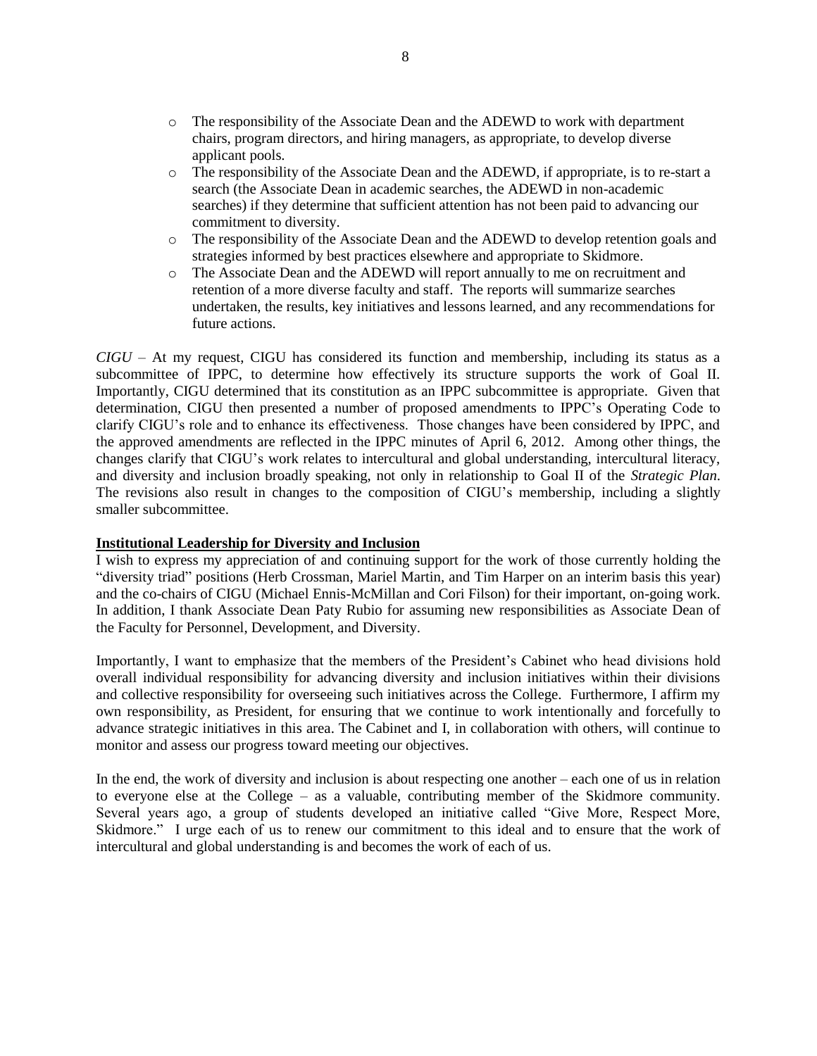- The responsibility of the Associate Dean and the ADEWD to work with department chairs, program directors, and hiring managers, as appropriate, to develop diverse applicant pools.
- The responsibility of the Associate Dean and the ADEWD, if appropriate, is to re-start a search (the Associate Dean in academic searches, the ADEWD in non-academic searches) if they determine that sufficient attention has not been paid to advancing our commitment to diversity.
- The responsibility of the Associate Dean and the ADEWD to develop retention goals and strategies informed by best practices elsewhere and appropriate to Skidmore.
- The Associate Dean and the ADEWD will report annually to me on recruitment and retention of a more diverse faculty and staff. The reports will summarize searches undertaken, the results, key initiatives and lessons learned, and any recommendations for future actions.

*CIGU* – At my request, CIGU has considered its function and membership, including its status as a subcommittee of IPPC, to determine how effectively its structure supports the work of Goal II. Importantly, CIGU determined that its constitution as an IPPC subcommittee is appropriate. Given that determination, CIGU then presented a number of proposed amendments to IPPC's Operating Code to clarify CIGU's role and to enhance its effectiveness. Those changes have been considered by IPPC, and the approved amendments are reflected in the IPPC minutes of April 6, 2012. Among other things, the changes clarify that CIGU's work relates to intercultural and global understanding, intercultural literacy, and diversity and inclusion broadly speaking, not only in relationship to Goal II of the *Strategic Plan*. The revisions also result in changes to the composition of CIGU's membership, including a slightly smaller subcommittee.

**Institutional Leadership for Diversity and Inclusion**

I wish to express my appreciation of and continuing support for the work of those currently holding the "diversity triad" positions (Herb Crossman, Mariel Martin, and Tim Harper on an interim basis this year) and the co-chairs of CIGU (Michael Ennis-McMillan and Cori Filson) for their important, on-going work. In addition, I thank Associate Dean Paty Rubio for assuming new responsibilities as Associate Dean of the Faculty for Personnel, Development, and Diversity.

Importantly, I want to emphasize that the members of the President's Cabinet who head divisions hold overall individual responsibility for advancing diversity and inclusion initiatives within their divisions and collective responsibility for overseeing such initiatives across the College. Furthermore, I affirm my own responsibility, as President, for ensuring that we continue to work intentionally and forcefully to advance strategic initiatives in this area. The Cabinet and I, in collaboration with others, will continue to monitor and assess our progress toward meeting our objectives.

In the end, the work of diversity and inclusion is about respecting one another – each one of us in relation to everyone else at the College – as a valuable, contributing member of the Skidmore community. Several years ago, a group of students developed an initiative called "Give More, Respect More, Skidmore." I urge each of us to renew our commitment to this ideal and to ensure that the work of intercultural and global understanding is and becomes the work of each of us.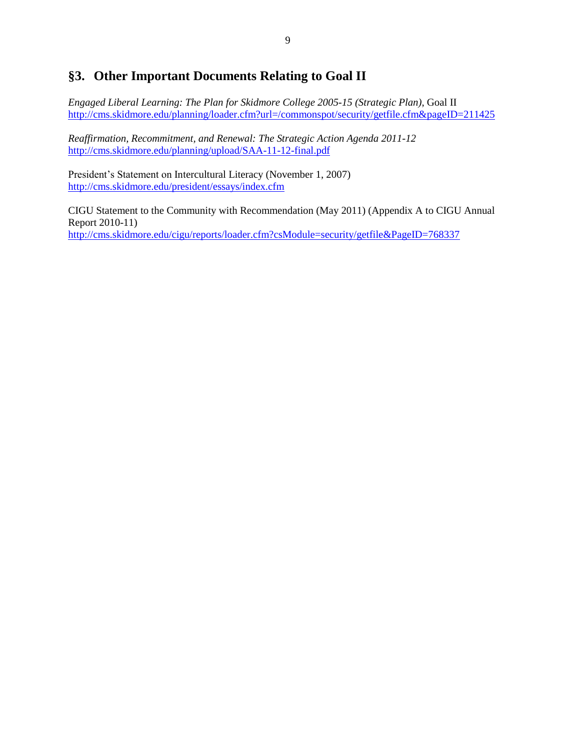## §3. Other Important Documents Relating to Goal II

*Engaged Liberal Learning: The Plan for Skidmore College 2005-15 (Strategic Plan)*, Goal II
http://cms.skidmore.edu/planning/loader.cfm?url=/commonspot/security/getfile.cfm&pageID=211425

*Reaffirmation, Recommitment, and Renewal: The Strategic Action Agenda 2011-12*
http://cms.skidmore.edu/planning/upload/SAA-11-12-final.pdf

President's Statement on Intercultural Literacy (November 1, 2007)
http://cms.skidmore.edu/president/essays/index.cfm

CIGU Statement to the Community with Recommendation (May 2011) (Appendix A to CIGU Annual Report 2010-11)
http://cms.skidmore.edu/cigu/reports/loader.cfm?csModule=security/getfile&PageID=768337